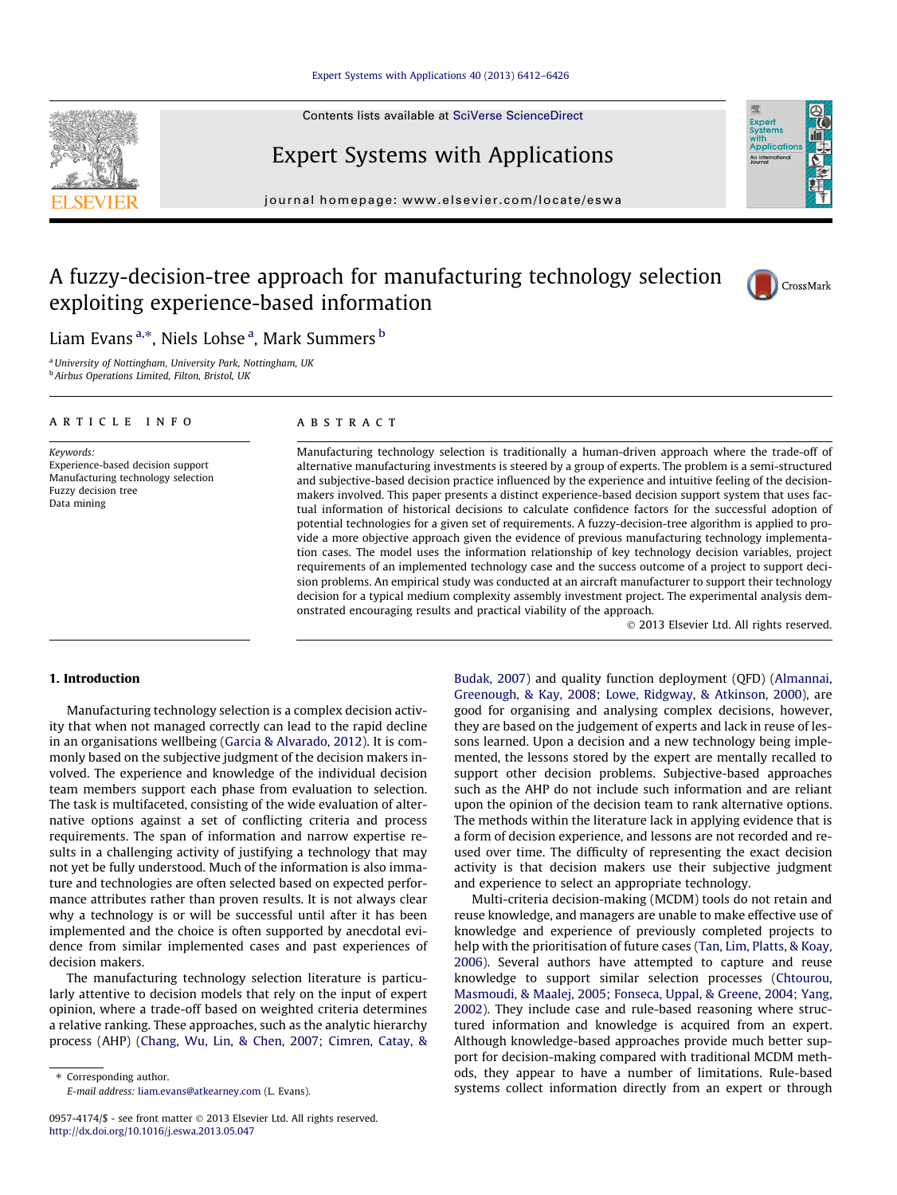# A fuzzy-decision-tree approach for manufacturing technology selection exploiting experience-based information

Liam Evans [a,*], Niels Lohse [a], Mark Summers [b]

[a] University of Nottingham, University Park, Nottingham, UK
[b] Airbus Operations Limited, Filton, Bristol, UK

**ARTICLE INFO**

*Keywords:*
Experience-based decision support
Manufacturing technology selection
Fuzzy decision tree
Data mining

**ABSTRACT**

Manufacturing technology selection is traditionally a human-driven approach where the trade-off of alternative manufacturing investments is steered by a group of experts. The problem is a semi-structured and subjective-based decision practice influenced by the experience and intuitive feeling of the decision-makers involved. This paper presents a distinct experience-based decision support system that uses factual information of historical decisions to calculate confidence factors for the successful adoption of potential technologies for a given set of requirements. A fuzzy-decision-tree algorithm is applied to provide a more objective approach given the evidence of previous manufacturing technology implementation cases. The model uses the information relationship of key technology decision variables, project requirements of an implemented technology case and the success outcome of a project to support decision problems. An empirical study was conducted at an aircraft manufacturer to support their technology decision for a typical medium complexity assembly investment project. The experimental analysis demonstrated encouraging results and practical viability of the approach.

© 2013 Elsevier Ltd. All rights reserved.

## 1. Introduction

Manufacturing technology selection is a complex decision activity that when not managed correctly can lead to the rapid decline in an organisations wellbeing (Garcia & Alvarado, 2012). It is commonly based on the subjective judgment of the decision makers involved. The experience and knowledge of the individual decision team members support each phase from evaluation to selection. The task is multifaceted, consisting of the wide evaluation of alternative options against a set of conflicting criteria and process requirements. The span of information and narrow expertise results in a challenging activity of justifying a technology that may not yet be fully understood. Much of the information is also immature and technologies are often selected based on expected performance attributes rather than proven results. It is not always clear why a technology is or will be successful until after it has been implemented and the choice is often supported by anecdotal evidence from similar implemented cases and past experiences of decision makers.

The manufacturing technology selection literature is particularly attentive to decision models that rely on the input of expert opinion, where a trade-off based on weighted criteria determines a relative ranking. These approaches, such as the analytic hierarchy process (AHP) (Chang, Wu, Lin, & Chen, 2007; Cimren, Catay, & Budak, 2007) and quality function deployment (QFD) (Almannai, Greenough, & Kay, 2008; Lowe, Ridgway, & Atkinson, 2000), are good for organising and analysing complex decisions, however, they are based on the judgement of experts and lack in reuse of lessons learned. Upon a decision and a new technology being implemented, the lessons stored by the expert are mentally recalled to support other decision problems. Subjective-based approaches such as the AHP do not include such information and are reliant upon the opinion of the decision team to rank alternative options. The methods within the literature lack in applying evidence that is a form of decision experience, and lessons are not recorded and reused over time. The difficulty of representing the exact decision activity is that decision makers use their subjective judgment and experience to select an appropriate technology.

Multi-criteria decision-making (MCDM) tools do not retain and reuse knowledge, and managers are unable to make effective use of knowledge and experience of previously completed projects to help with the prioritisation of future cases (Tan, Lim, Platts, & Koay, 2006). Several authors have attempted to capture and reuse knowledge to support similar selection processes (Chtourou, Masmoudi, & Maalej, 2005; Fonseca, Uppal, & Greene, 2004; Yang, 2002). They include case and rule-based reasoning where structured information and knowledge is acquired from an expert. Although knowledge-based approaches provide much better support for decision-making compared with traditional MCDM methods, they appear to have a number of limitations. Rule-based systems collect information directly from an expert or through

* Corresponding author.
E-mail address: liam.evans@atkearney.com (L. Evans).

0957-4174/$ - see front matter © 2013 Elsevier Ltd. All rights reserved.
http://dx.doi.org/10.1016/j.eswa.2013.05.047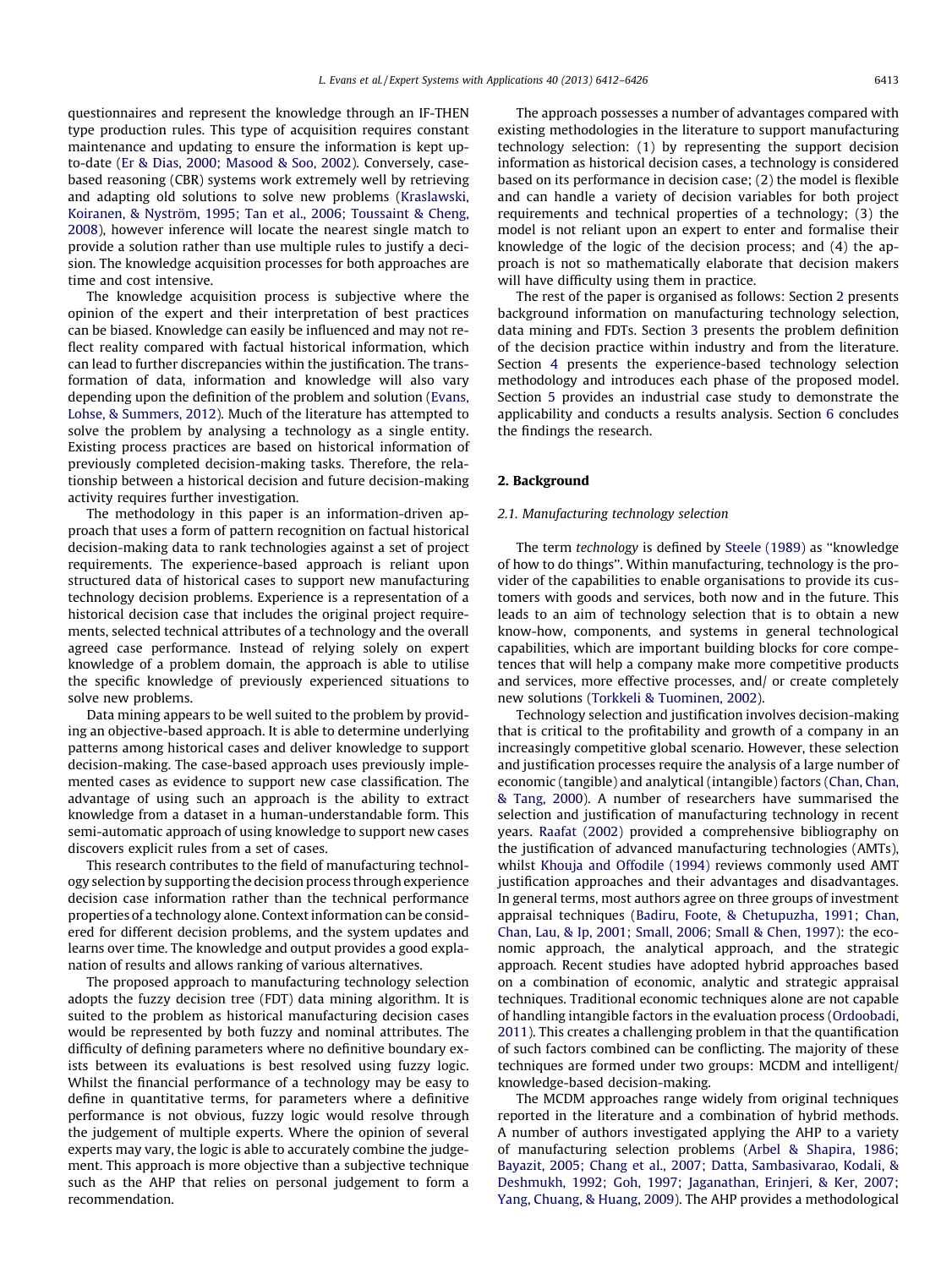questionnaires and represent the knowledge through an IF-THEN type production rules. This type of acquisition requires constant maintenance and updating to ensure the information is kept up-to-date (Er & Dias, 2000; Masood & Soo, 2002). Conversely, case-based reasoning (CBR) systems work extremely well by retrieving and adapting old solutions to solve new problems (Kraslawski, Koiranen, & Nyström, 1995; Tan et al., 2006; Toussaint & Cheng, 2008), however inference will locate the nearest single match to provide a solution rather than use multiple rules to justify a decision. The knowledge acquisition processes for both approaches are time and cost intensive.

The knowledge acquisition process is subjective where the opinion of the expert and their interpretation of best practices can be biased. Knowledge can easily be influenced and may not reflect reality compared with factual historical information, which can lead to further discrepancies within the justification. The transformation of data, information and knowledge will also vary depending upon the definition of the problem and solution (Evans, Lohse, & Summers, 2012). Much of the literature has attempted to solve the problem by analysing a technology as a single entity. Existing process practices are based on historical information of previously completed decision-making tasks. Therefore, the relationship between a historical decision and future decision-making activity requires further investigation.

The methodology in this paper is an information-driven approach that uses a form of pattern recognition on factual historical decision-making data to rank technologies against a set of project requirements. The experience-based approach is reliant upon structured data of historical cases to support new manufacturing technology decision problems. Experience is a representation of a historical decision case that includes the original project requirements, selected technical attributes of a technology and the overall agreed case performance. Instead of relying solely on expert knowledge of a problem domain, the approach is able to utilise the specific knowledge of previously experienced situations to solve new problems.

Data mining appears to be well suited to the problem by providing an objective-based approach. It is able to determine underlying patterns among historical cases and deliver knowledge to support decision-making. The case-based approach uses previously implemented cases as evidence to support new case classification. The advantage of using such an approach is the ability to extract knowledge from a dataset in a human-understandable form. This semi-automatic approach of using knowledge to support new cases discovers explicit rules from a set of cases.

This research contributes to the field of manufacturing technology selection by supporting the decision process through experience decision case information rather than the technical performance properties of a technology alone. Context information can be considered for different decision problems, and the system updates and learns over time. The knowledge and output provides a good explanation of results and allows ranking of various alternatives.

The proposed approach to manufacturing technology selection adopts the fuzzy decision tree (FDT) data mining algorithm. It is suited to the problem as historical manufacturing decision cases would be represented by both fuzzy and nominal attributes. The difficulty of defining parameters where no definitive boundary exists between its evaluations is best resolved using fuzzy logic. Whilst the financial performance of a technology may be easy to define in quantitative terms, for parameters where a definitive performance is not obvious, fuzzy logic would resolve through the judgement of multiple experts. Where the opinion of several experts may vary, the logic is able to accurately combine the judgement. This approach is more objective than a subjective technique such as the AHP that relies on personal judgement to form a recommendation.

The approach possesses a number of advantages compared with existing methodologies in the literature to support manufacturing technology selection: (1) by representing the support decision information as historical decision cases, a technology is considered based on its performance in decision case; (2) the model is flexible and can handle a variety of decision variables for both project requirements and technical properties of a technology; (3) the model is not reliant upon an expert to enter and formalise their knowledge of the logic of the decision process; and (4) the approach is not so mathematically elaborate that decision makers will have difficulty using them in practice.

The rest of the paper is organised as follows: Section 2 presents background information on manufacturing technology selection, data mining and FDTs. Section 3 presents the problem definition of the decision practice within industry and from the literature. Section 4 presents the experience-based technology selection methodology and introduces each phase of the proposed model. Section 5 provides an industrial case study to demonstrate the applicability and conducts a results analysis. Section 6 concludes the findings the research.

## 2. Background

### 2.1. Manufacturing technology selection

The term *technology* is defined by Steele (1989) as "knowledge of how to do things". Within manufacturing, technology is the provider of the capabilities to enable organisations to provide its customers with goods and services, both now and in the future. This leads to an aim of technology selection that is to obtain a new know-how, components, and systems in general technological capabilities, which are important building blocks for core competences that will help a company make more competitive products and services, more effective processes, and/ or create completely new solutions (Torkkeli & Tuominen, 2002).

Technology selection and justification involves decision-making that is critical to the profitability and growth of a company in an increasingly competitive global scenario. However, these selection and justification processes require the analysis of a large number of economic (tangible) and analytical (intangible) factors (Chan, Chan, & Tang, 2000). A number of researchers have summarised the selection and justification of manufacturing technology in recent years. Raafat (2002) provided a comprehensive bibliography on the justification of advanced manufacturing technologies (AMTs), whilst Khouja and Offodile (1994) reviews commonly used AMT justification approaches and their advantages and disadvantages. In general terms, most authors agree on three groups of investment appraisal techniques (Badiru, Foote, & Chetupuzha, 1991; Chan, Chan, Lau, & Ip, 2001; Small, 2006; Small & Chen, 1997): the economic approach, the analytical approach, and the strategic approach. Recent studies have adopted hybrid approaches based on a combination of economic, analytic and strategic appraisal techniques. Traditional economic techniques alone are not capable of handling intangible factors in the evaluation process (Ordoobadi, 2011). This creates a challenging problem in that the quantification of such factors combined can be conflicting. The majority of these techniques are formed under two groups: MCDM and intelligent/ knowledge-based decision-making.

The MCDM approaches range widely from original techniques reported in the literature and a combination of hybrid methods. A number of authors investigated applying the AHP to a variety of manufacturing selection problems (Arbel & Shapira, 1986; Bayazit, 2005; Chang et al., 2007; Datta, Sambasivarao, Kodali, & Deshmukh, 1992; Goh, 1997; Jaganathan, Erinjeri, & Ker, 2007; Yang, Chuang, & Huang, 2009). The AHP provides a methodological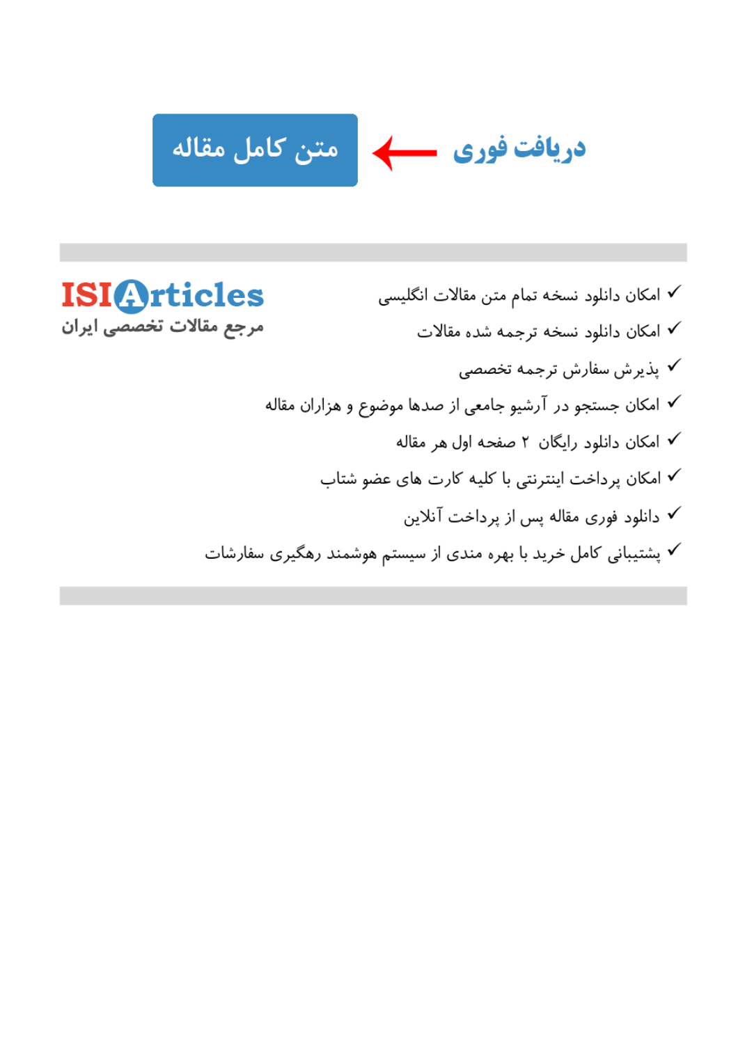دریافت فوری ← متن کامل مقاله

**ISIArticles**
مرجع مقالات تخصصی ایران

- ✓ امکان دانلود نسخه تمام متن مقالات انگلیسی
- ✓ امکان دانلود نسخه ترجمه شده مقالات
- ✓ پذیرش سفارش ترجمه تخصصی
- ✓ امکان جستجو در آرشیو جامعی از صدها موضوع و هزاران مقاله
- ✓ امکان دانلود رایگان ۲ صفحه اول هر مقاله
- ✓ امکان پرداخت اینترنتی با کلیه کارت های عضو شتاب
- ✓ دانلود فوری مقاله پس از پرداخت آنلاین
- ✓ پشتیبانی کامل خرید با بهره مندی از سیستم هوشمند رهگیری سفارشات